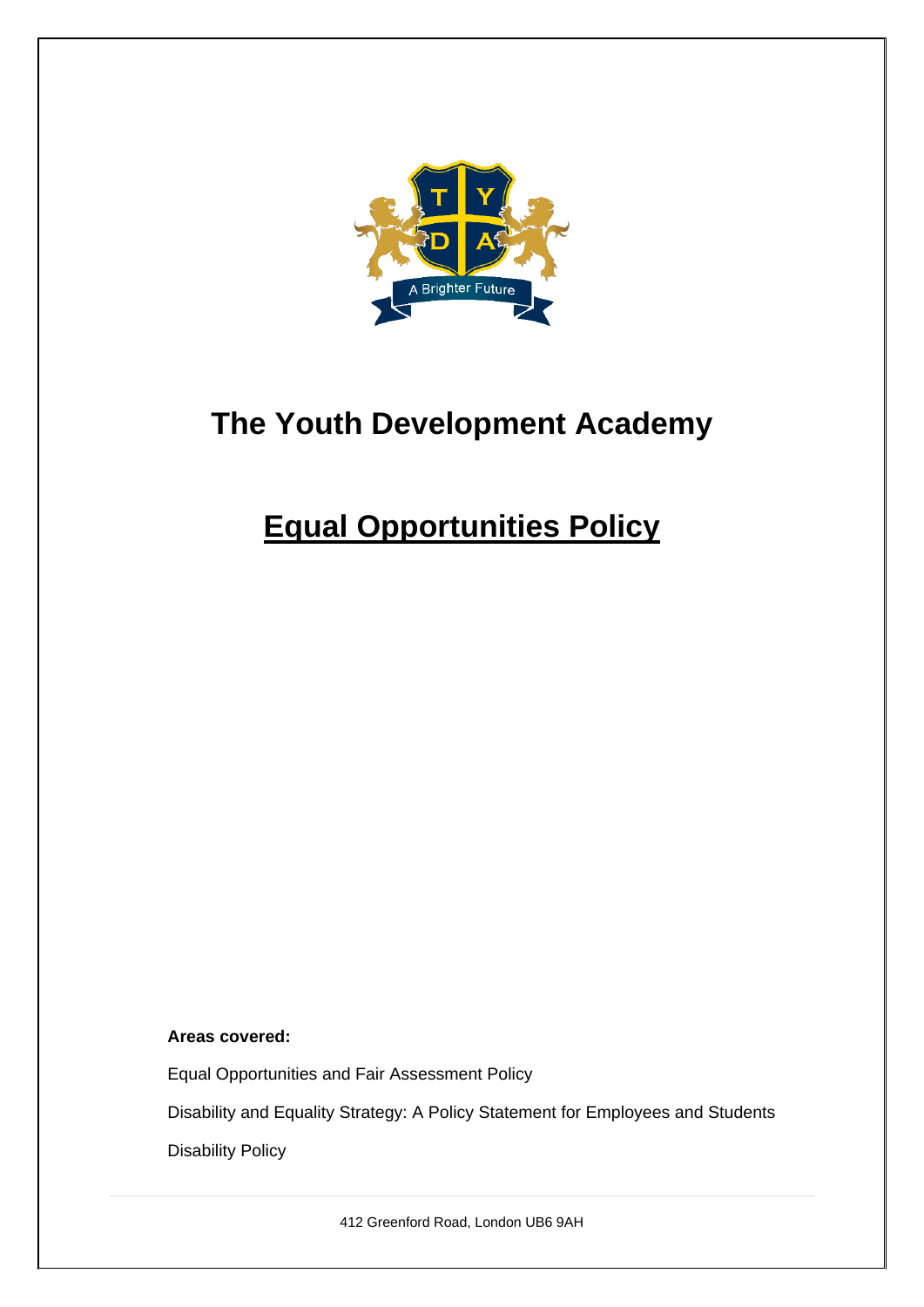# The Youth Development Academy

## Equal Opportunities Policy

**Areas covered:**

Equal Opportunities and Fair Assessment Policy

Disability and Equality Strategy: A Policy Statement for Employees and Students

Disability Policy

412 Greenford Road, London UB6 9AH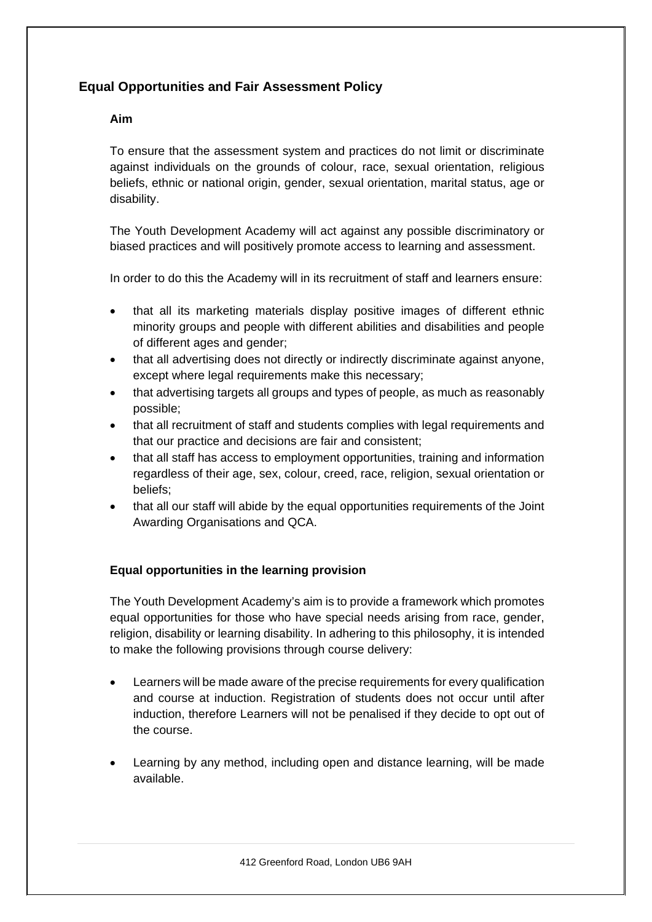## Equal Opportunities and Fair Assessment Policy

### Aim

To ensure that the assessment system and practices do not limit or discriminate against individuals on the grounds of colour, race, sexual orientation, religious beliefs, ethnic or national origin, gender, sexual orientation, marital status, age or disability.

The Youth Development Academy will act against any possible discriminatory or biased practices and will positively promote access to learning and assessment.

In order to do this the Academy will in its recruitment of staff and learners ensure:

- that all its marketing materials display positive images of different ethnic minority groups and people with different abilities and disabilities and people of different ages and gender;
- that all advertising does not directly or indirectly discriminate against anyone, except where legal requirements make this necessary;
- that advertising targets all groups and types of people, as much as reasonably possible;
- that all recruitment of staff and students complies with legal requirements and that our practice and decisions are fair and consistent;
- that all staff has access to employment opportunities, training and information regardless of their age, sex, colour, creed, race, religion, sexual orientation or beliefs;
- that all our staff will abide by the equal opportunities requirements of the Joint Awarding Organisations and QCA.

### Equal opportunities in the learning provision

The Youth Development Academy's aim is to provide a framework which promotes equal opportunities for those who have special needs arising from race, gender, religion, disability or learning disability. In adhering to this philosophy, it is intended to make the following provisions through course delivery:

- Learners will be made aware of the precise requirements for every qualification and course at induction. Registration of students does not occur until after induction, therefore Learners will not be penalised if they decide to opt out of the course.

- Learning by any method, including open and distance learning, will be made available.

412 Greenford Road, London UB6 9AH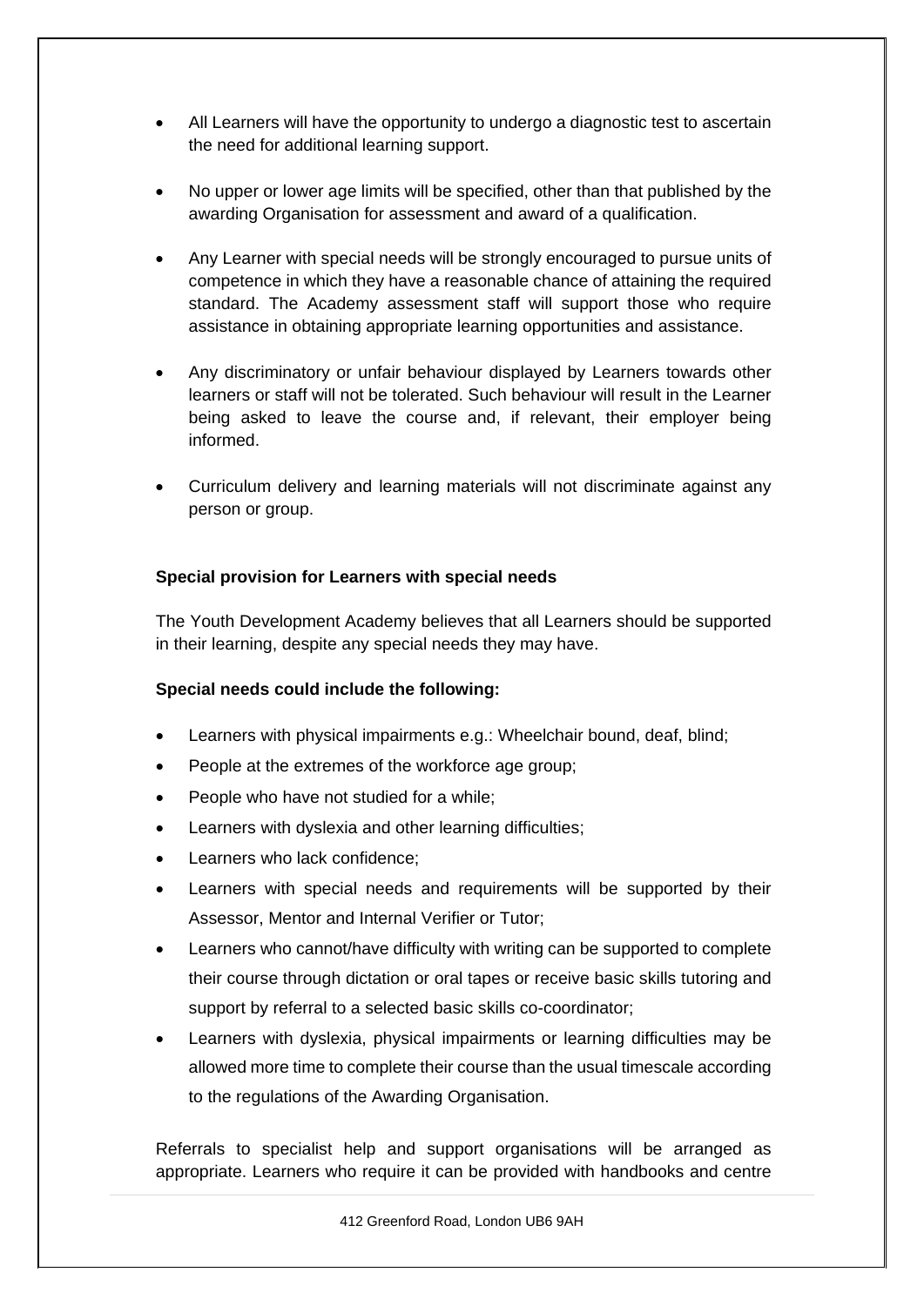- All Learners will have the opportunity to undergo a diagnostic test to ascertain the need for additional learning support.
- No upper or lower age limits will be specified, other than that published by the awarding Organisation for assessment and award of a qualification.
- Any Learner with special needs will be strongly encouraged to pursue units of competence in which they have a reasonable chance of attaining the required standard. The Academy assessment staff will support those who require assistance in obtaining appropriate learning opportunities and assistance.
- Any discriminatory or unfair behaviour displayed by Learners towards other learners or staff will not be tolerated. Such behaviour will result in the Learner being asked to leave the course and, if relevant, their employer being informed.
- Curriculum delivery and learning materials will not discriminate against any person or group.

**Special provision for Learners with special needs**

The Youth Development Academy believes that all Learners should be supported in their learning, despite any special needs they may have.

**Special needs could include the following:**

- Learners with physical impairments e.g.: Wheelchair bound, deaf, blind;
- People at the extremes of the workforce age group;
- People who have not studied for a while;
- Learners with dyslexia and other learning difficulties;
- Learners who lack confidence;
- Learners with special needs and requirements will be supported by their Assessor, Mentor and Internal Verifier or Tutor;
- Learners who cannot/have difficulty with writing can be supported to complete their course through dictation or oral tapes or receive basic skills tutoring and support by referral to a selected basic skills co-coordinator;
- Learners with dyslexia, physical impairments or learning difficulties may be allowed more time to complete their course than the usual timescale according to the regulations of the Awarding Organisation.

Referrals to specialist help and support organisations will be arranged as appropriate. Learners who require it can be provided with handbooks and centre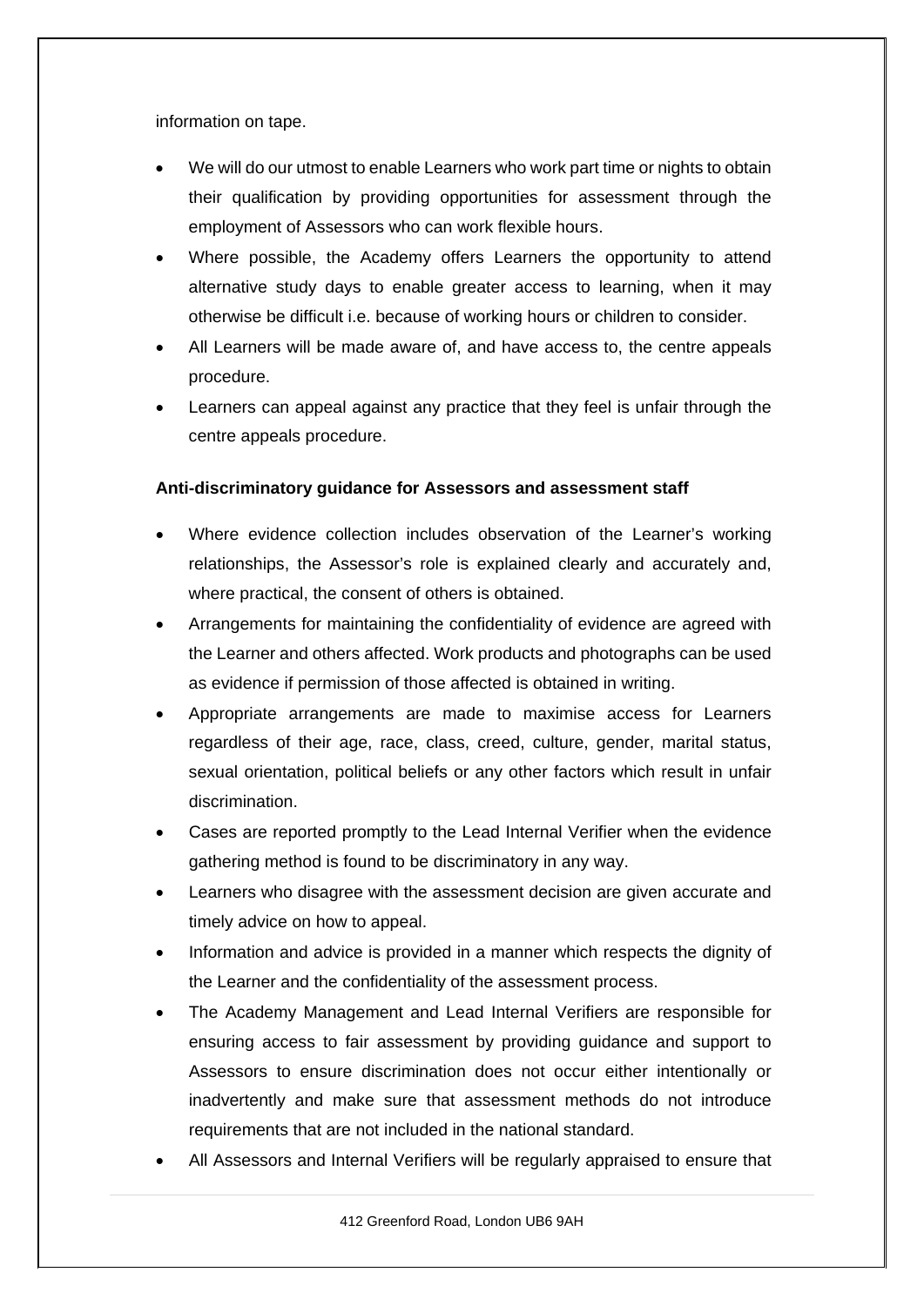information on tape.

- We will do our utmost to enable Learners who work part time or nights to obtain their qualification by providing opportunities for assessment through the employment of Assessors who can work flexible hours.
- Where possible, the Academy offers Learners the opportunity to attend alternative study days to enable greater access to learning, when it may otherwise be difficult i.e. because of working hours or children to consider.
- All Learners will be made aware of, and have access to, the centre appeals procedure.
- Learners can appeal against any practice that they feel is unfair through the centre appeals procedure.

**Anti-discriminatory guidance for Assessors and assessment staff**

- Where evidence collection includes observation of the Learner's working relationships, the Assessor's role is explained clearly and accurately and, where practical, the consent of others is obtained.
- Arrangements for maintaining the confidentiality of evidence are agreed with the Learner and others affected. Work products and photographs can be used as evidence if permission of those affected is obtained in writing.
- Appropriate arrangements are made to maximise access for Learners regardless of their age, race, class, creed, culture, gender, marital status, sexual orientation, political beliefs or any other factors which result in unfair discrimination.
- Cases are reported promptly to the Lead Internal Verifier when the evidence gathering method is found to be discriminatory in any way.
- Learners who disagree with the assessment decision are given accurate and timely advice on how to appeal.
- Information and advice is provided in a manner which respects the dignity of the Learner and the confidentiality of the assessment process.
- The Academy Management and Lead Internal Verifiers are responsible for ensuring access to fair assessment by providing guidance and support to Assessors to ensure discrimination does not occur either intentionally or inadvertently and make sure that assessment methods do not introduce requirements that are not included in the national standard.
- All Assessors and Internal Verifiers will be regularly appraised to ensure that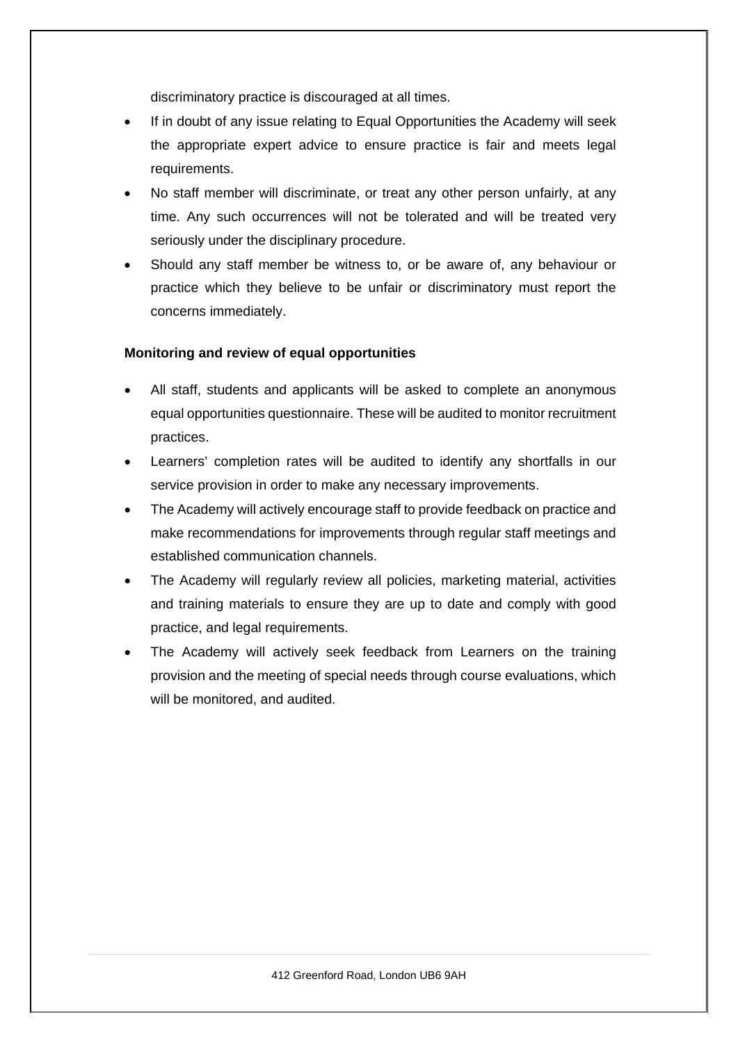discriminatory practice is discouraged at all times.

- If in doubt of any issue relating to Equal Opportunities the Academy will seek the appropriate expert advice to ensure practice is fair and meets legal requirements.
- No staff member will discriminate, or treat any other person unfairly, at any time. Any such occurrences will not be tolerated and will be treated very seriously under the disciplinary procedure.
- Should any staff member be witness to, or be aware of, any behaviour or practice which they believe to be unfair or discriminatory must report the concerns immediately.

**Monitoring and review of equal opportunities**

- All staff, students and applicants will be asked to complete an anonymous equal opportunities questionnaire. These will be audited to monitor recruitment practices.
- Learners' completion rates will be audited to identify any shortfalls in our service provision in order to make any necessary improvements.
- The Academy will actively encourage staff to provide feedback on practice and make recommendations for improvements through regular staff meetings and established communication channels.
- The Academy will regularly review all policies, marketing material, activities and training materials to ensure they are up to date and comply with good practice, and legal requirements.
- The Academy will actively seek feedback from Learners on the training provision and the meeting of special needs through course evaluations, which will be monitored, and audited.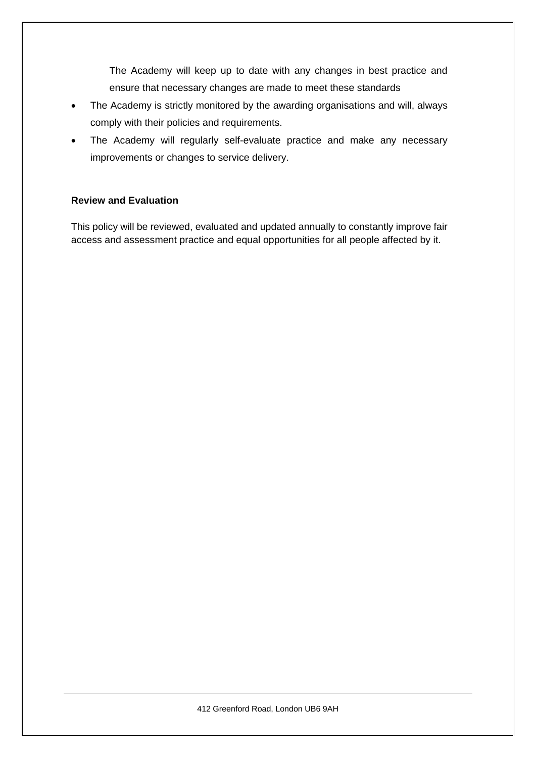The Academy will keep up to date with any changes in best practice and ensure that necessary changes are made to meet these standards

- The Academy is strictly monitored by the awarding organisations and will, always comply with their policies and requirements.
- The Academy will regularly self-evaluate practice and make any necessary improvements or changes to service delivery.

**Review and Evaluation**

This policy will be reviewed, evaluated and updated annually to constantly improve fair access and assessment practice and equal opportunities for all people affected by it.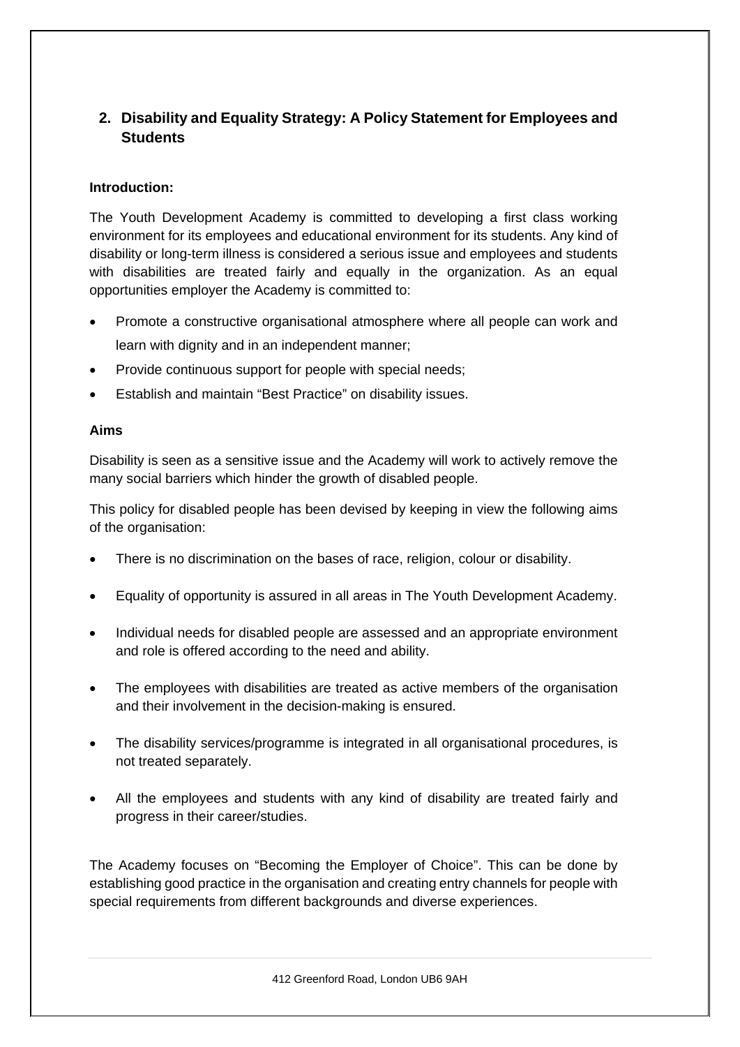## 2. Disability and Equality Strategy: A Policy Statement for Employees and Students

**Introduction:**

The Youth Development Academy is committed to developing a first class working environment for its employees and educational environment for its students. Any kind of disability or long-term illness is considered a serious issue and employees and students with disabilities are treated fairly and equally in the organization. As an equal opportunities employer the Academy is committed to:

- Promote a constructive organisational atmosphere where all people can work and learn with dignity and in an independent manner;
- Provide continuous support for people with special needs;
- Establish and maintain "Best Practice" on disability issues.

**Aims**

Disability is seen as a sensitive issue and the Academy will work to actively remove the many social barriers which hinder the growth of disabled people.

This policy for disabled people has been devised by keeping in view the following aims of the organisation:

- There is no discrimination on the bases of race, religion, colour or disability.
- Equality of opportunity is assured in all areas in The Youth Development Academy.
- Individual needs for disabled people are assessed and an appropriate environment and role is offered according to the need and ability.
- The employees with disabilities are treated as active members of the organisation and their involvement in the decision-making is ensured.
- The disability services/programme is integrated in all organisational procedures, is not treated separately.
- All the employees and students with any kind of disability are treated fairly and progress in their career/studies.

The Academy focuses on "Becoming the Employer of Choice". This can be done by establishing good practice in the organisation and creating entry channels for people with special requirements from different backgrounds and diverse experiences.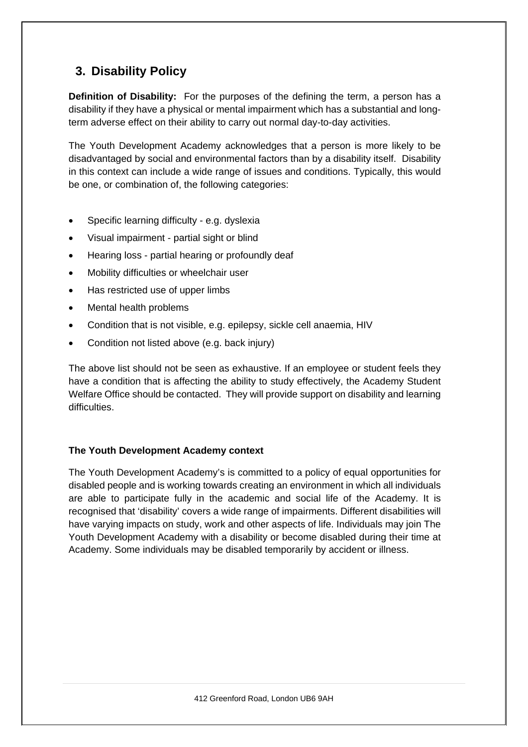## 3. Disability Policy

**Definition of Disability:** For the purposes of the defining the term, a person has a disability if they have a physical or mental impairment which has a substantial and long-term adverse effect on their ability to carry out normal day-to-day activities.

The Youth Development Academy acknowledges that a person is more likely to be disadvantaged by social and environmental factors than by a disability itself. Disability in this context can include a wide range of issues and conditions. Typically, this would be one, or combination of, the following categories:

- Specific learning difficulty - e.g. dyslexia
- Visual impairment - partial sight or blind
- Hearing loss - partial hearing or profoundly deaf
- Mobility difficulties or wheelchair user
- Has restricted use of upper limbs
- Mental health problems
- Condition that is not visible, e.g. epilepsy, sickle cell anaemia, HIV
- Condition not listed above (e.g. back injury)

The above list should not be seen as exhaustive. If an employee or student feels they have a condition that is affecting the ability to study effectively, the Academy Student Welfare Office should be contacted. They will provide support on disability and learning difficulties.

**The Youth Development Academy context**

The Youth Development Academy's is committed to a policy of equal opportunities for disabled people and is working towards creating an environment in which all individuals are able to participate fully in the academic and social life of the Academy. It is recognised that 'disability' covers a wide range of impairments. Different disabilities will have varying impacts on study, work and other aspects of life. Individuals may join The Youth Development Academy with a disability or become disabled during their time at Academy. Some individuals may be disabled temporarily by accident or illness.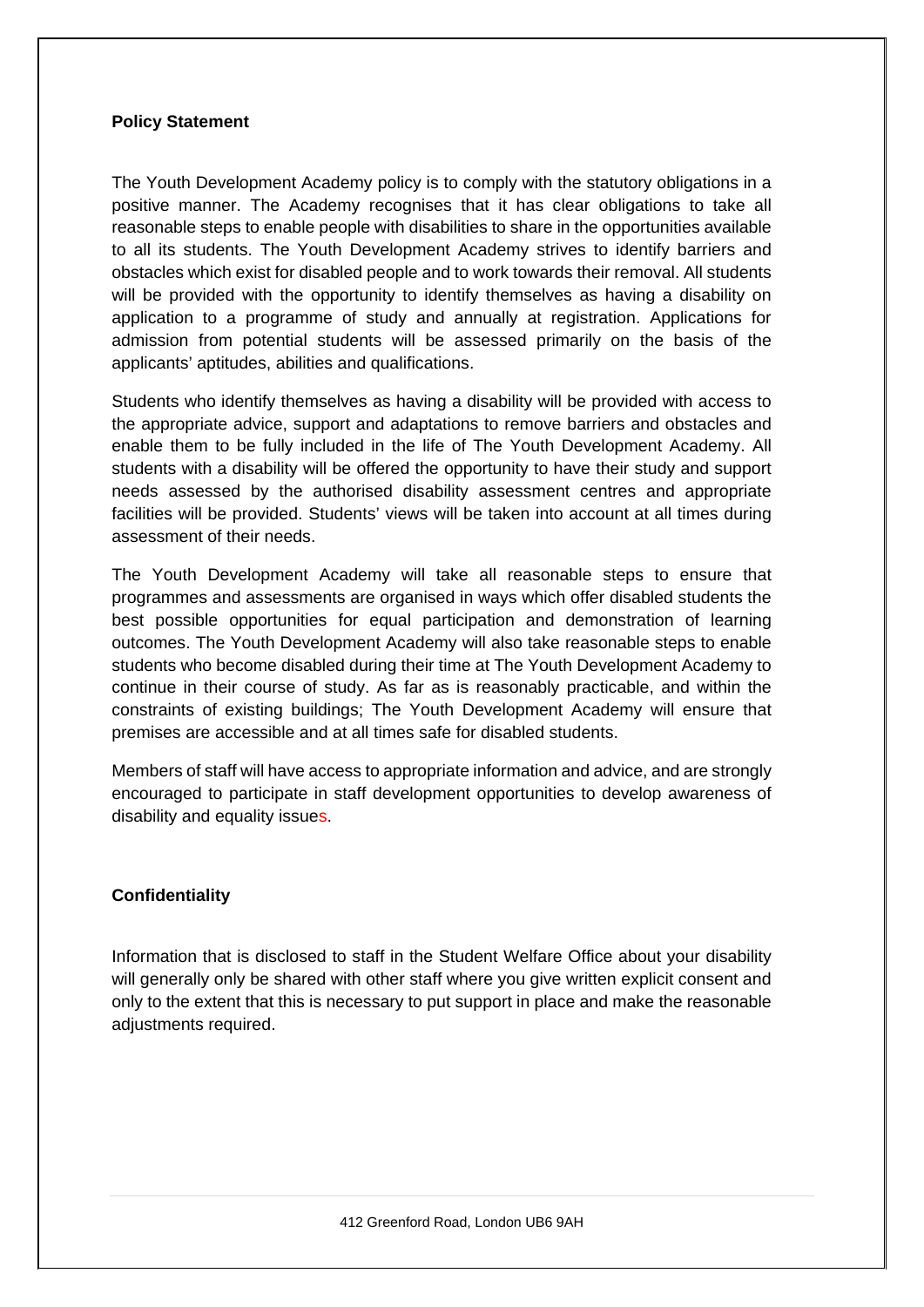**Policy Statement**

The Youth Development Academy policy is to comply with the statutory obligations in a positive manner. The Academy recognises that it has clear obligations to take all reasonable steps to enable people with disabilities to share in the opportunities available to all its students. The Youth Development Academy strives to identify barriers and obstacles which exist for disabled people and to work towards their removal. All students will be provided with the opportunity to identify themselves as having a disability on application to a programme of study and annually at registration. Applications for admission from potential students will be assessed primarily on the basis of the applicants' aptitudes, abilities and qualifications.

Students who identify themselves as having a disability will be provided with access to the appropriate advice, support and adaptations to remove barriers and obstacles and enable them to be fully included in the life of The Youth Development Academy. All students with a disability will be offered the opportunity to have their study and support needs assessed by the authorised disability assessment centres and appropriate facilities will be provided. Students' views will be taken into account at all times during assessment of their needs.

The Youth Development Academy will take all reasonable steps to ensure that programmes and assessments are organised in ways which offer disabled students the best possible opportunities for equal participation and demonstration of learning outcomes. The Youth Development Academy will also take reasonable steps to enable students who become disabled during their time at The Youth Development Academy to continue in their course of study. As far as is reasonably practicable, and within the constraints of existing buildings; The Youth Development Academy will ensure that premises are accessible and at all times safe for disabled students.

Members of staff will have access to appropriate information and advice, and are strongly encouraged to participate in staff development opportunities to develop awareness of disability and equality issues.

**Confidentiality**

Information that is disclosed to staff in the Student Welfare Office about your disability will generally only be shared with other staff where you give written explicit consent and only to the extent that this is necessary to put support in place and make the reasonable adjustments required.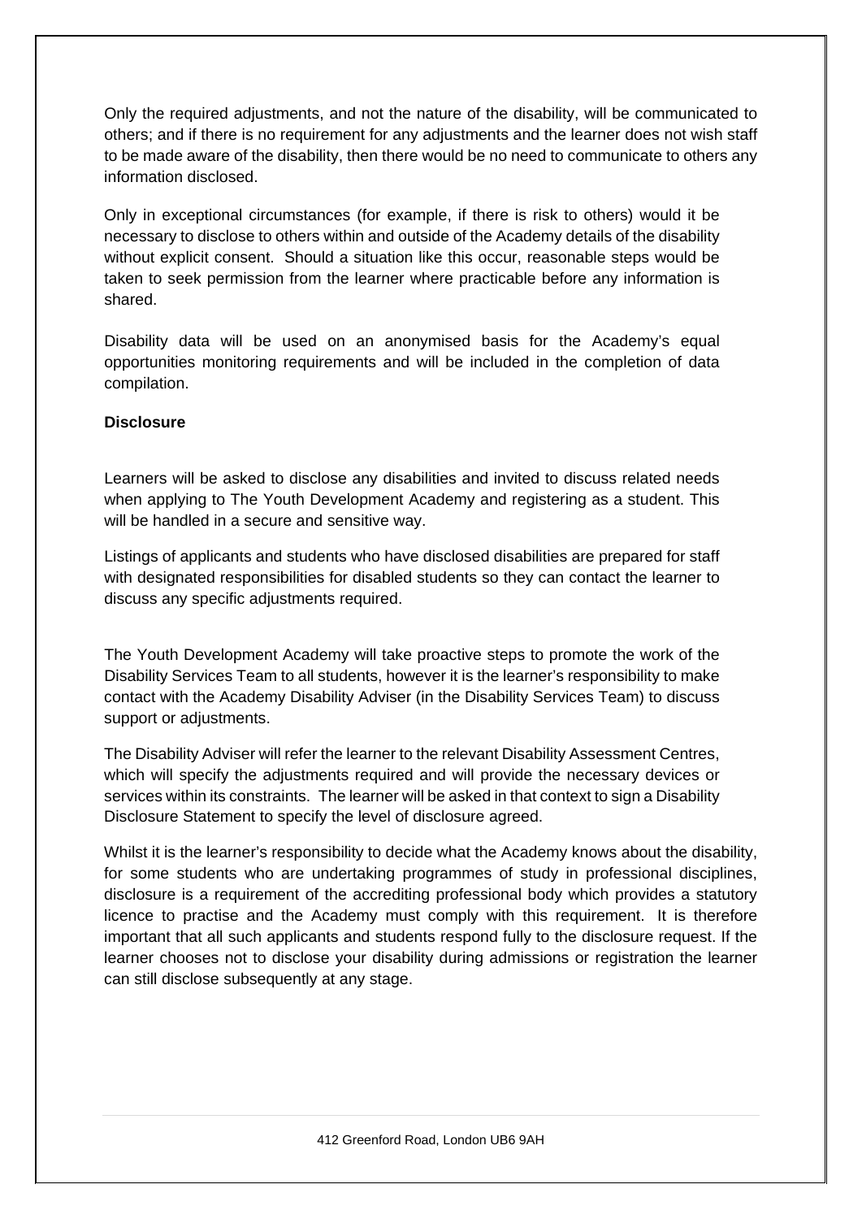Only the required adjustments, and not the nature of the disability, will be communicated to others; and if there is no requirement for any adjustments and the learner does not wish staff to be made aware of the disability, then there would be no need to communicate to others any information disclosed.

Only in exceptional circumstances (for example, if there is risk to others) would it be necessary to disclose to others within and outside of the Academy details of the disability without explicit consent. Should a situation like this occur, reasonable steps would be taken to seek permission from the learner where practicable before any information is shared.

Disability data will be used on an anonymised basis for the Academy's equal opportunities monitoring requirements and will be included in the completion of data compilation.

**Disclosure**

Learners will be asked to disclose any disabilities and invited to discuss related needs when applying to The Youth Development Academy and registering as a student. This will be handled in a secure and sensitive way.

Listings of applicants and students who have disclosed disabilities are prepared for staff with designated responsibilities for disabled students so they can contact the learner to discuss any specific adjustments required.

The Youth Development Academy will take proactive steps to promote the work of the Disability Services Team to all students, however it is the learner's responsibility to make contact with the Academy Disability Adviser (in the Disability Services Team) to discuss support or adjustments.

The Disability Adviser will refer the learner to the relevant Disability Assessment Centres, which will specify the adjustments required and will provide the necessary devices or services within its constraints. The learner will be asked in that context to sign a Disability Disclosure Statement to specify the level of disclosure agreed.

Whilst it is the learner's responsibility to decide what the Academy knows about the disability, for some students who are undertaking programmes of study in professional disciplines, disclosure is a requirement of the accrediting professional body which provides a statutory licence to practise and the Academy must comply with this requirement. It is therefore important that all such applicants and students respond fully to the disclosure request. If the learner chooses not to disclose your disability during admissions or registration the learner can still disclose subsequently at any stage.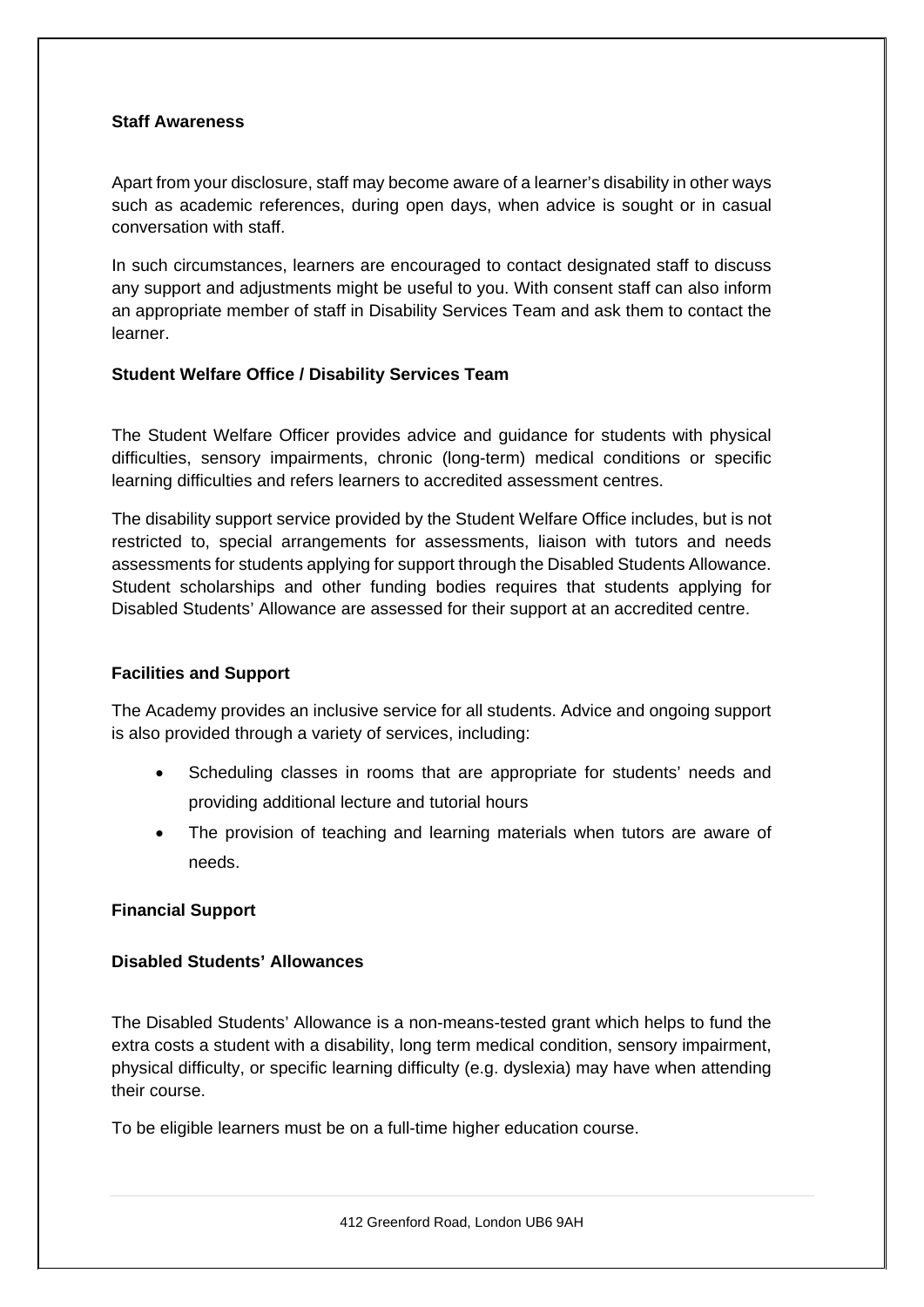**Staff Awareness**

Apart from your disclosure, staff may become aware of a learner's disability in other ways such as academic references, during open days, when advice is sought or in casual conversation with staff.

In such circumstances, learners are encouraged to contact designated staff to discuss any support and adjustments might be useful to you. With consent staff can also inform an appropriate member of staff in Disability Services Team and ask them to contact the learner.

**Student Welfare Office / Disability Services Team**

The Student Welfare Officer provides advice and guidance for students with physical difficulties, sensory impairments, chronic (long-term) medical conditions or specific learning difficulties and refers learners to accredited assessment centres.

The disability support service provided by the Student Welfare Office includes, but is not restricted to, special arrangements for assessments, liaison with tutors and needs assessments for students applying for support through the Disabled Students Allowance. Student scholarships and other funding bodies requires that students applying for Disabled Students' Allowance are assessed for their support at an accredited centre.

**Facilities and Support**

The Academy provides an inclusive service for all students. Advice and ongoing support is also provided through a variety of services, including:

- Scheduling classes in rooms that are appropriate for students' needs and providing additional lecture and tutorial hours
- The provision of teaching and learning materials when tutors are aware of needs.

**Financial Support**

**Disabled Students' Allowances**

The Disabled Students' Allowance is a non-means-tested grant which helps to fund the extra costs a student with a disability, long term medical condition, sensory impairment, physical difficulty, or specific learning difficulty (e.g. dyslexia) may have when attending their course.

To be eligible learners must be on a full-time higher education course.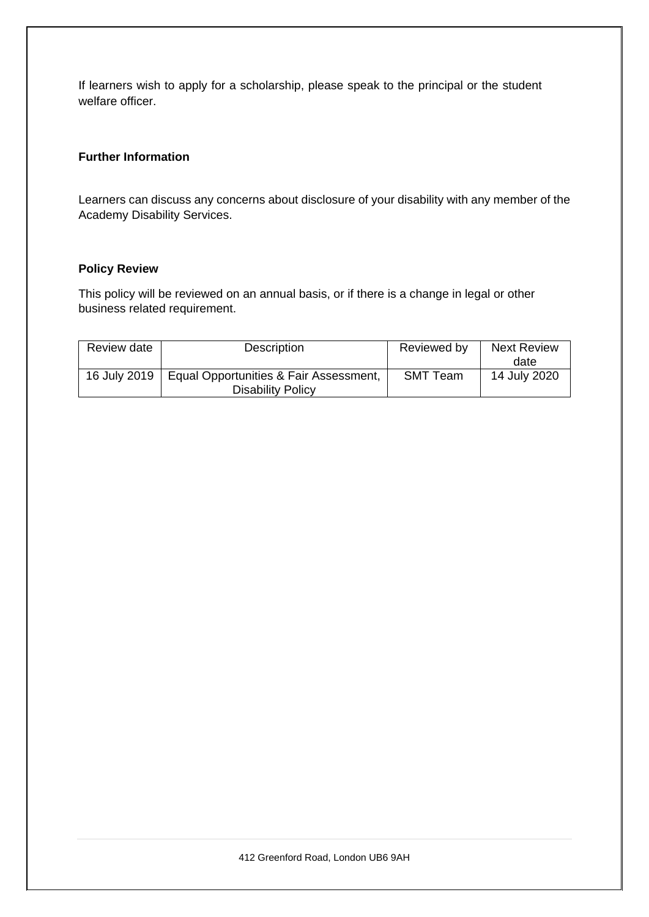If learners wish to apply for a scholarship, please speak to the principal or the student welfare officer.

**Further Information**

Learners can discuss any concerns about disclosure of your disability with any member of the Academy Disability Services.

**Policy Review**

This policy will be reviewed on an annual basis, or if there is a change in legal or other business related requirement.

| Review date | Description | Reviewed by | Next Review date |
|---|---|---|---|
| 16 July 2019 | Equal Opportunities & Fair Assessment, Disability Policy | SMT Team | 14 July 2020 |